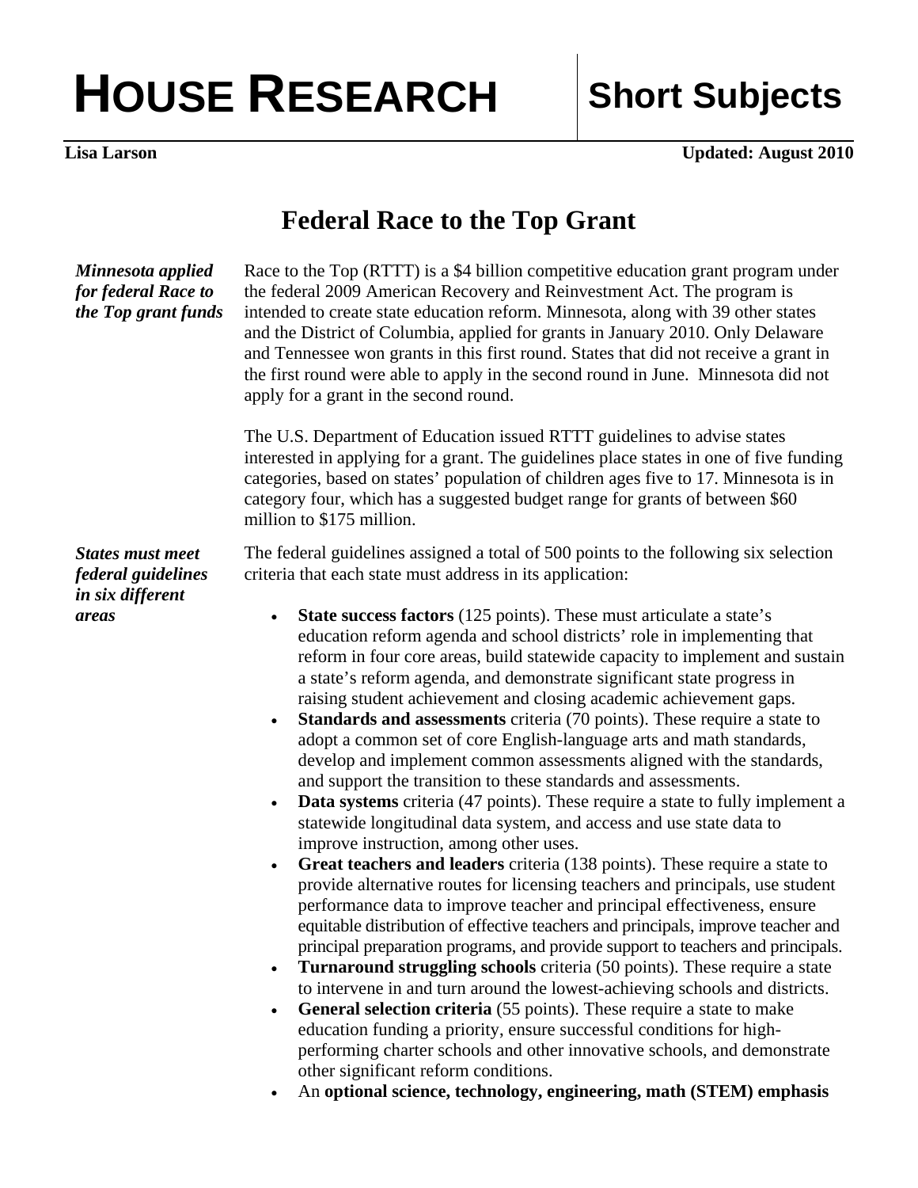# HOUSE RESEARCH — Short Subjects

**Lisa Larson** **Updated: August 2010**

## Federal Race to the Top Grant

***Minnesota applied for federal Race to the Top grant funds***

Race to the Top (RTTT) is a $4 billion competitive education grant program under the federal 2009 American Recovery and Reinvestment Act. The program is intended to create state education reform. Minnesota, along with 39 other states and the District of Columbia, applied for grants in January 2010. Only Delaware and Tennessee won grants in this first round. States that did not receive a grant in the first round were able to apply in the second round in June. Minnesota did not apply for a grant in the second round.

The U.S. Department of Education issued RTTT guidelines to advise states interested in applying for a grant. The guidelines place states in one of five funding categories, based on states' population of children ages five to 17. Minnesota is in category four, which has a suggested budget range for grants of between $60 million to $175 million.

***States must meet federal guidelines in six different areas***

The federal guidelines assigned a total of 500 points to the following six selection criteria that each state must address in its application:

- **State success factors** (125 points). These must articulate a state's education reform agenda and school districts' role in implementing that reform in four core areas, build statewide capacity to implement and sustain a state's reform agenda, and demonstrate significant state progress in raising student achievement and closing academic achievement gaps.
- **Standards and assessments** criteria (70 points). These require a state to adopt a common set of core English-language arts and math standards, develop and implement common assessments aligned with the standards, and support the transition to these standards and assessments.
- **Data systems** criteria (47 points). These require a state to fully implement a statewide longitudinal data system, and access and use state data to improve instruction, among other uses.
- **Great teachers and leaders** criteria (138 points). These require a state to provide alternative routes for licensing teachers and principals, use student performance data to improve teacher and principal effectiveness, ensure equitable distribution of effective teachers and principals, improve teacher and principal preparation programs, and provide support to teachers and principals.
- **Turnaround struggling schools** criteria (50 points). These require a state to intervene in and turn around the lowest-achieving schools and districts.
- **General selection criteria** (55 points). These require a state to make education funding a priority, ensure successful conditions for high-performing charter schools and other innovative schools, and demonstrate other significant reform conditions.
- An **optional science, technology, engineering, math (STEM) emphasis**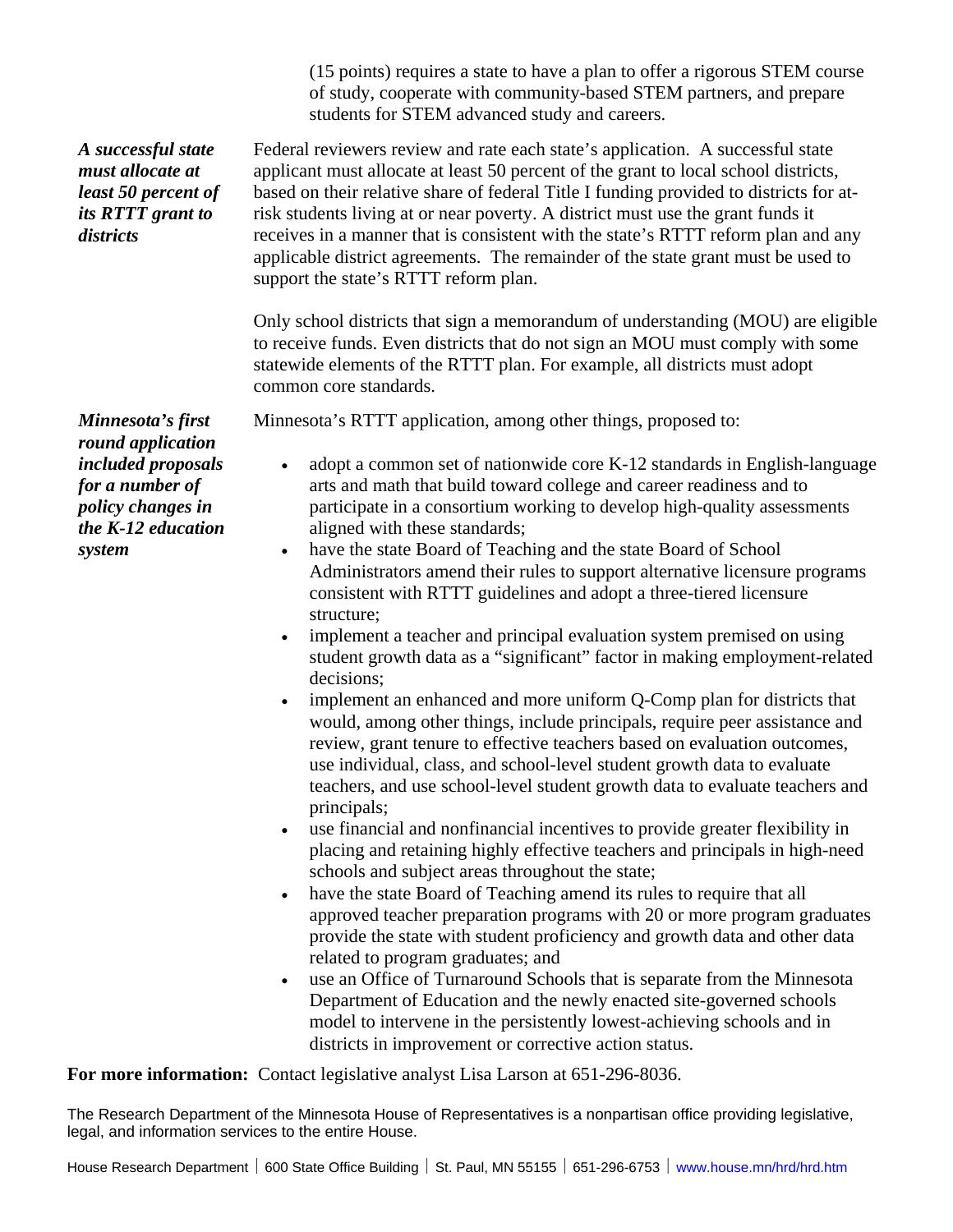(15 points) requires a state to have a plan to offer a rigorous STEM course of study, cooperate with community-based STEM partners, and prepare students for STEM advanced study and careers.

***A successful state must allocate at least 50 percent of its RTTT grant to districts***

Federal reviewers review and rate each state's application. A successful state applicant must allocate at least 50 percent of the grant to local school districts, based on their relative share of federal Title I funding provided to districts for at-risk students living at or near poverty. A district must use the grant funds it receives in a manner that is consistent with the state's RTTT reform plan and any applicable district agreements. The remainder of the state grant must be used to support the state's RTTT reform plan.

Only school districts that sign a memorandum of understanding (MOU) are eligible to receive funds. Even districts that do not sign an MOU must comply with some statewide elements of the RTTT plan. For example, all districts must adopt common core standards.

***Minnesota's first round application included proposals for a number of policy changes in the K-12 education system***

Minnesota's RTTT application, among other things, proposed to:

- adopt a common set of nationwide core K-12 standards in English-language arts and math that build toward college and career readiness and to participate in a consortium working to develop high-quality assessments aligned with these standards;
- have the state Board of Teaching and the state Board of School Administrators amend their rules to support alternative licensure programs consistent with RTTT guidelines and adopt a three-tiered licensure structure;
- implement a teacher and principal evaluation system premised on using student growth data as a "significant" factor in making employment-related decisions;
- implement an enhanced and more uniform Q-Comp plan for districts that would, among other things, include principals, require peer assistance and review, grant tenure to effective teachers based on evaluation outcomes, use individual, class, and school-level student growth data to evaluate teachers, and use school-level student growth data to evaluate teachers and principals;
- use financial and nonfinancial incentives to provide greater flexibility in placing and retaining highly effective teachers and principals in high-need schools and subject areas throughout the state;
- have the state Board of Teaching amend its rules to require that all approved teacher preparation programs with 20 or more program graduates provide the state with student proficiency and growth data and other data related to program graduates; and
- use an Office of Turnaround Schools that is separate from the Minnesota Department of Education and the newly enacted site-governed schools model to intervene in the persistently lowest-achieving schools and in districts in improvement or corrective action status.

**For more information:** Contact legislative analyst Lisa Larson at 651-296-8036.

The Research Department of the Minnesota House of Representatives is a nonpartisan office providing legislative, legal, and information services to the entire House.

House Research Department | 600 State Office Building | St. Paul, MN 55155 | 651-296-6753 | www.house.mn/hrd/hrd.htm